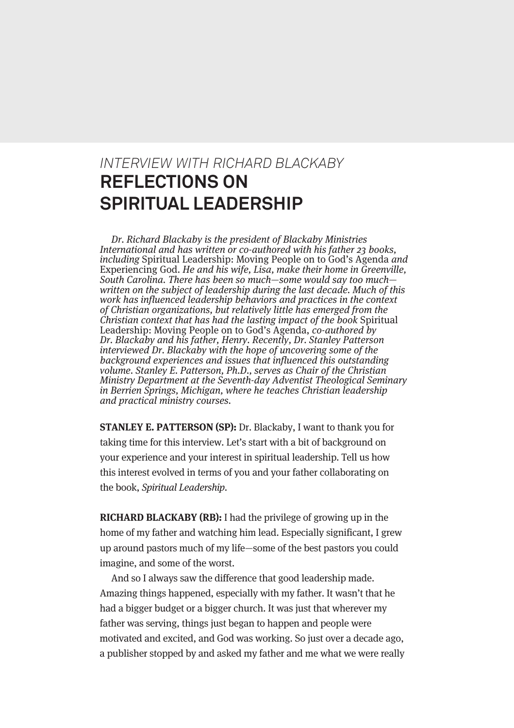*INTERVIEW WITH RICHARD BLACKABY*

# REFLECTIONS ON SPIRITUAL LEADERSHIP

*Dr. Richard Blackaby is the president of Blackaby Ministries International and has written or co-authored with his father 23 books, including* Spiritual Leadership: Moving People on to God's Agenda *and* Experiencing God. *He and his wife, Lisa, make their home in Greenville, South Carolina. There has been so much—some would say too much—written on the subject of leadership during the last decade. Much of this work has influenced leadership behaviors and practices in the context of Christian organizations, but relatively little has emerged from the Christian context that has had the lasting impact of the book* Spiritual Leadership: Moving People on to God's Agenda, *co-authored by Dr. Blackaby and his father, Henry. Recently, Dr. Stanley Patterson interviewed Dr. Blackaby with the hope of uncovering some of the background experiences and issues that influenced this outstanding volume. Stanley E. Patterson, Ph.D., serves as Chair of the Christian Ministry Department at the Seventh-day Adventist Theological Seminary in Berrien Springs, Michigan, where he teaches Christian leadership and practical ministry courses.*

**STANLEY E. PATTERSON (SP):** Dr. Blackaby, I want to thank you for taking time for this interview. Let's start with a bit of background on your experience and your interest in spiritual leadership. Tell us how this interest evolved in terms of you and your father collaborating on the book, *Spiritual Leadership*.

**RICHARD BLACKABY (RB):** I had the privilege of growing up in the home of my father and watching him lead. Especially significant, I grew up around pastors much of my life—some of the best pastors you could imagine, and some of the worst.

And so I always saw the difference that good leadership made. Amazing things happened, especially with my father. It wasn't that he had a bigger budget or a bigger church. It was just that wherever my father was serving, things just began to happen and people were motivated and excited, and God was working. So just over a decade ago, a publisher stopped by and asked my father and me what we were really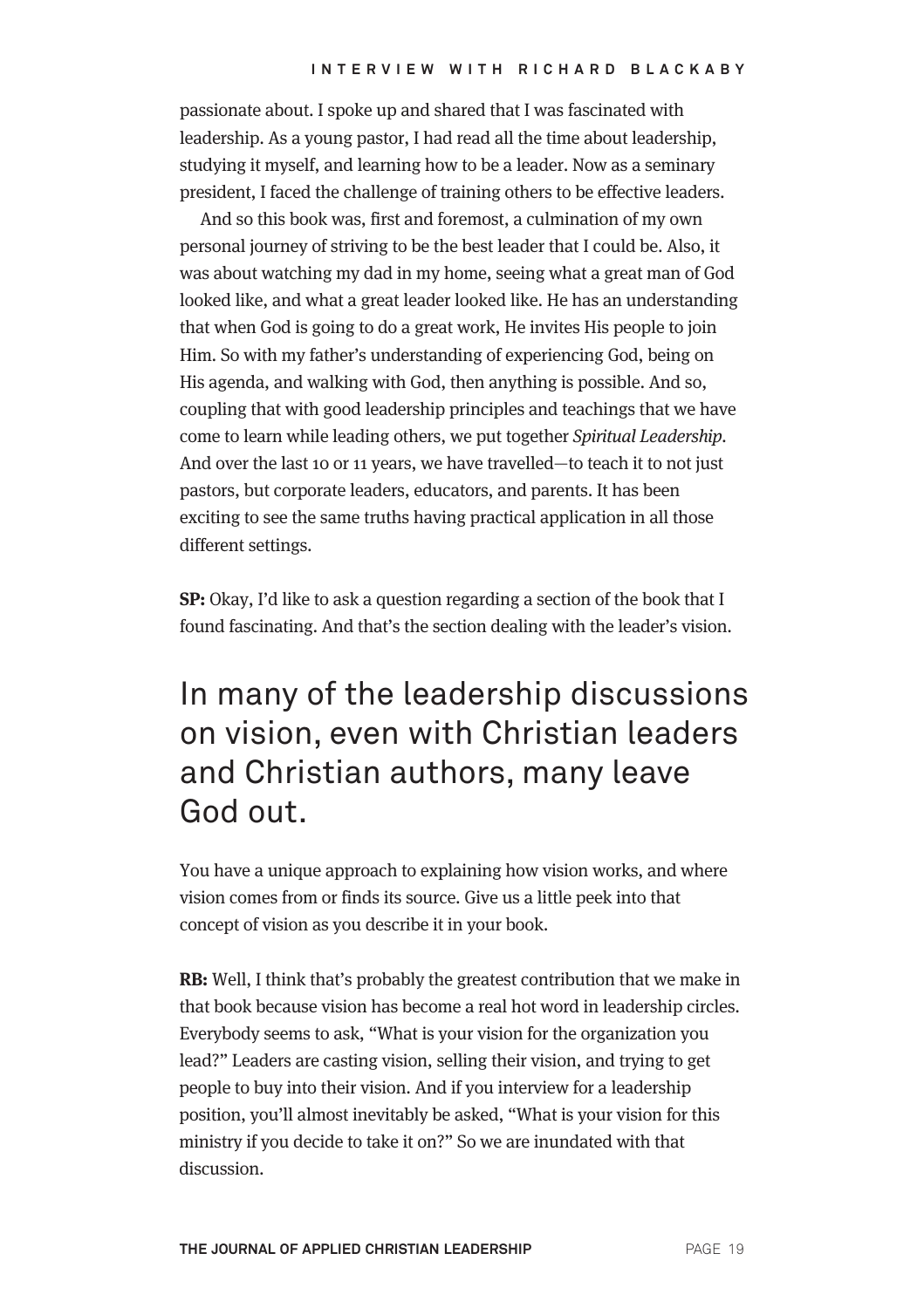passionate about. I spoke up and shared that I was fascinated with leadership. As a young pastor, I had read all the time about leadership, studying it myself, and learning how to be a leader. Now as a seminary president, I faced the challenge of training others to be effective leaders.

And so this book was, first and foremost, a culmination of my own personal journey of striving to be the best leader that I could be. Also, it was about watching my dad in my home, seeing what a great man of God looked like, and what a great leader looked like. He has an understanding that when God is going to do a great work, He invites His people to join Him. So with my father's understanding of experiencing God, being on His agenda, and walking with God, then anything is possible. And so, coupling that with good leadership principles and teachings that we have come to learn while leading others, we put together *Spiritual Leadership*. And over the last 10 or 11 years, we have travelled—to teach it to not just pastors, but corporate leaders, educators, and parents. It has been exciting to see the same truths having practical application in all those different settings.

**SP:** Okay, I'd like to ask a question regarding a section of the book that I found fascinating. And that's the section dealing with the leader's vision.

## In many of the leadership discussions on vision, even with Christian leaders and Christian authors, many leave God out.

You have a unique approach to explaining how vision works, and where vision comes from or finds its source. Give us a little peek into that concept of vision as you describe it in your book.

**RB:** Well, I think that's probably the greatest contribution that we make in that book because vision has become a real hot word in leadership circles. Everybody seems to ask, "What is your vision for the organization you lead?" Leaders are casting vision, selling their vision, and trying to get people to buy into their vision. And if you interview for a leadership position, you'll almost inevitably be asked, "What is your vision for this ministry if you decide to take it on?" So we are inundated with that discussion.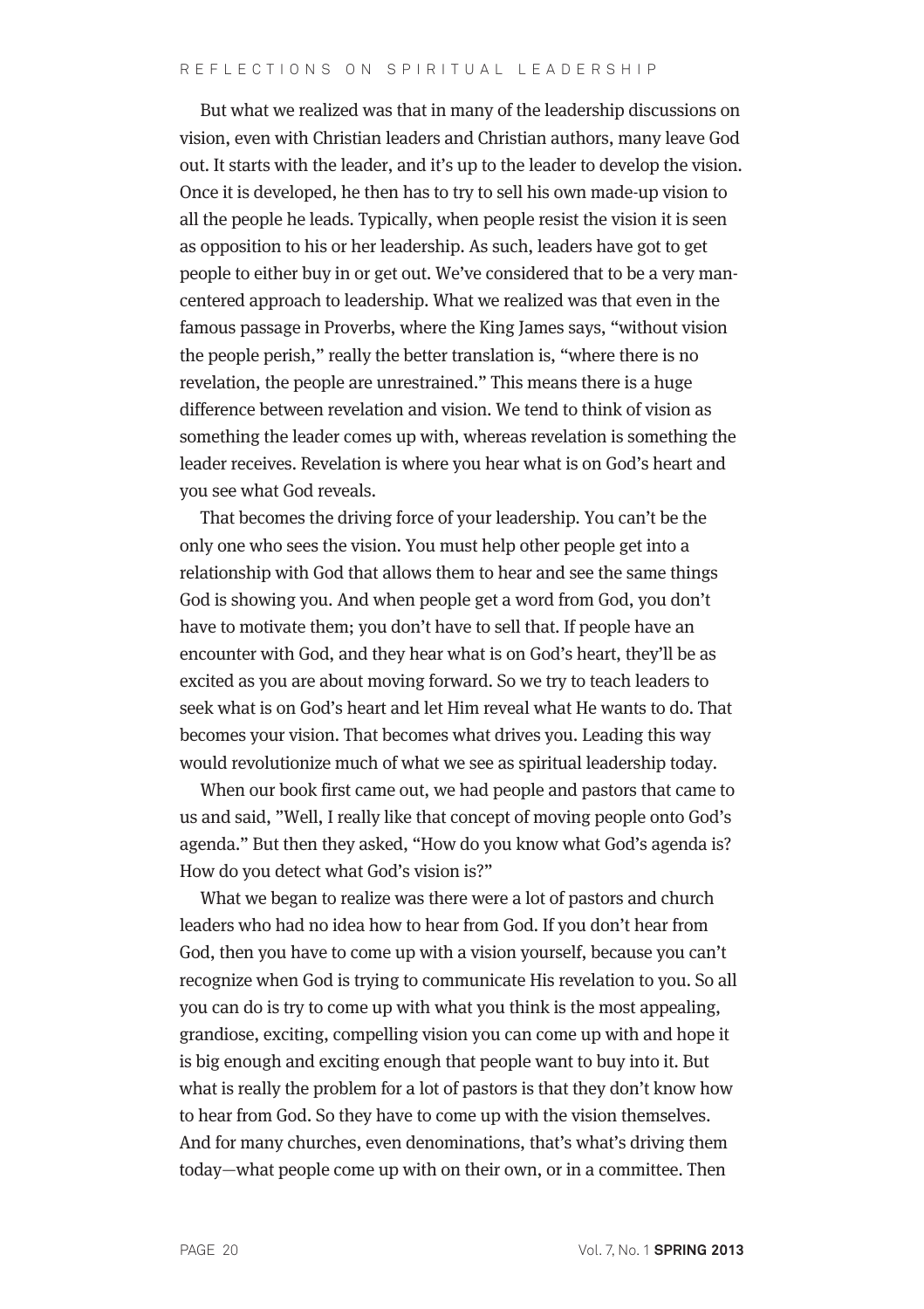But what we realized was that in many of the leadership discussions on vision, even with Christian leaders and Christian authors, many leave God out. It starts with the leader, and it's up to the leader to develop the vision. Once it is developed, he then has to try to sell his own made-up vision to all the people he leads. Typically, when people resist the vision it is seen as opposition to his or her leadership. As such, leaders have got to get people to either buy in or get out. We've considered that to be a very man-centered approach to leadership. What we realized was that even in the famous passage in Proverbs, where the King James says, "without vision the people perish," really the better translation is, "where there is no revelation, the people are unrestrained." This means there is a huge difference between revelation and vision. We tend to think of vision as something the leader comes up with, whereas revelation is something the leader receives. Revelation is where you hear what is on God's heart and you see what God reveals.

That becomes the driving force of your leadership. You can't be the only one who sees the vision. You must help other people get into a relationship with God that allows them to hear and see the same things God is showing you. And when people get a word from God, you don't have to motivate them; you don't have to sell that. If people have an encounter with God, and they hear what is on God's heart, they'll be as excited as you are about moving forward. So we try to teach leaders to seek what is on God's heart and let Him reveal what He wants to do. That becomes your vision. That becomes what drives you. Leading this way would revolutionize much of what we see as spiritual leadership today.

When our book first came out, we had people and pastors that came to us and said, "Well, I really like that concept of moving people onto God's agenda." But then they asked, "How do you know what God's agenda is? How do you detect what God's vision is?"

What we began to realize was there were a lot of pastors and church leaders who had no idea how to hear from God. If you don't hear from God, then you have to come up with a vision yourself, because you can't recognize when God is trying to communicate His revelation to you. So all you can do is try to come up with what you think is the most appealing, grandiose, exciting, compelling vision you can come up with and hope it is big enough and exciting enough that people want to buy into it. But what is really the problem for a lot of pastors is that they don't know how to hear from God. So they have to come up with the vision themselves. And for many churches, even denominations, that's what's driving them today—what people come up with on their own, or in a committee. Then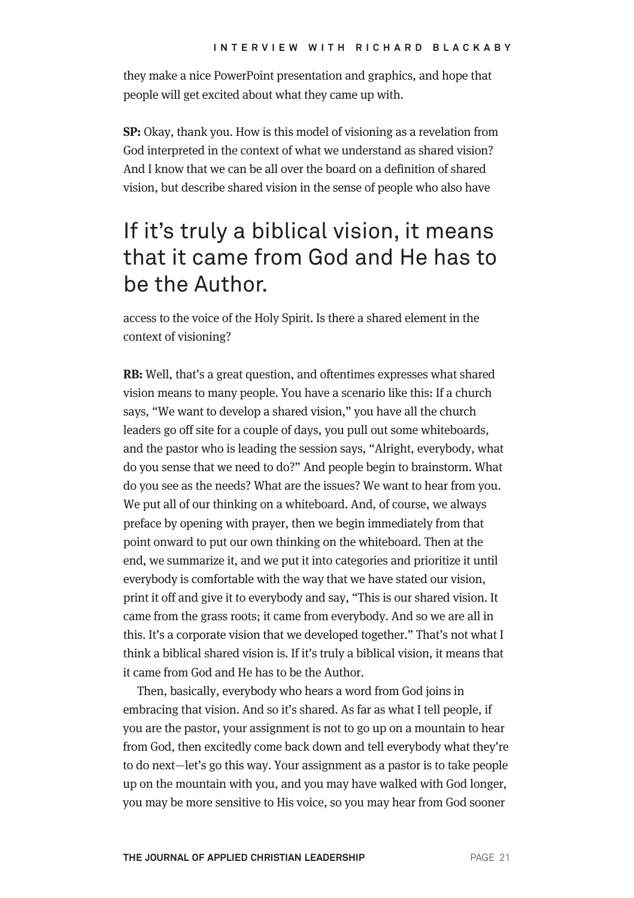they make a nice PowerPoint presentation and graphics, and hope that people will get excited about what they came up with.

**SP:** Okay, thank you. How is this model of visioning as a revelation from God interpreted in the context of what we understand as shared vision? And I know that we can be all over the board on a definition of shared vision, but describe shared vision in the sense of people who also have access to the voice of the Holy Spirit. Is there a shared element in the context of visioning?

> If it's truly a biblical vision, it means that it came from God and He has to be the Author.

**RB:** Well, that's a great question, and oftentimes expresses what shared vision means to many people. You have a scenario like this: If a church says, "We want to develop a shared vision," you have all the church leaders go off site for a couple of days, you pull out some whiteboards, and the pastor who is leading the session says, "Alright, everybody, what do you sense that we need to do?" And people begin to brainstorm. What do you see as the needs? What are the issues? We want to hear from you. We put all of our thinking on a whiteboard. And, of course, we always preface by opening with prayer, then we begin immediately from that point onward to put our own thinking on the whiteboard. Then at the end, we summarize it, and we put it into categories and prioritize it until everybody is comfortable with the way that we have stated our vision, print it off and give it to everybody and say, "This is our shared vision. It came from the grass roots; it came from everybody. And so we are all in this. It's a corporate vision that we developed together." That's not what I think a biblical shared vision is. If it's truly a biblical vision, it means that it came from God and He has to be the Author.

Then, basically, everybody who hears a word from God joins in embracing that vision. And so it's shared. As far as what I tell people, if you are the pastor, your assignment is not to go up on a mountain to hear from God, then excitedly come back down and tell everybody what they're to do next—let's go this way. Your assignment as a pastor is to take people up on the mountain with you, and you may have walked with God longer, you may be more sensitive to His voice, so you may hear from God sooner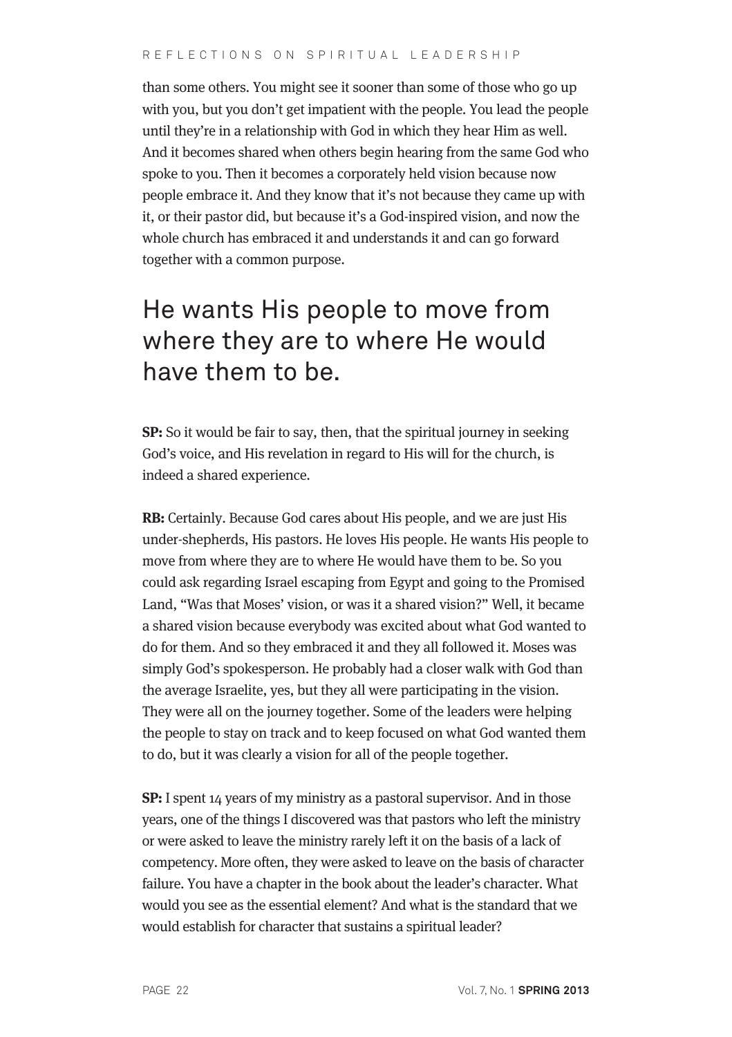than some others. You might see it sooner than some of those who go up with you, but you don't get impatient with the people. You lead the people until they're in a relationship with God in which they hear Him as well. And it becomes shared when others begin hearing from the same God who spoke to you. Then it becomes a corporately held vision because now people embrace it. And they know that it's not because they came up with it, or their pastor did, but because it's a God-inspired vision, and now the whole church has embraced it and understands it and can go forward together with a common purpose.

## He wants His people to move from where they are to where He would have them to be.

**SP:** So it would be fair to say, then, that the spiritual journey in seeking God's voice, and His revelation in regard to His will for the church, is indeed a shared experience.

**RB:** Certainly. Because God cares about His people, and we are just His under-shepherds, His pastors. He loves His people. He wants His people to move from where they are to where He would have them to be. So you could ask regarding Israel escaping from Egypt and going to the Promised Land, "Was that Moses' vision, or was it a shared vision?" Well, it became a shared vision because everybody was excited about what God wanted to do for them. And so they embraced it and they all followed it. Moses was simply God's spokesperson. He probably had a closer walk with God than the average Israelite, yes, but they all were participating in the vision. They were all on the journey together. Some of the leaders were helping the people to stay on track and to keep focused on what God wanted them to do, but it was clearly a vision for all of the people together.

**SP:** I spent 14 years of my ministry as a pastoral supervisor. And in those years, one of the things I discovered was that pastors who left the ministry or were asked to leave the ministry rarely left it on the basis of a lack of competency. More often, they were asked to leave on the basis of character failure. You have a chapter in the book about the leader's character. What would you see as the essential element? And what is the standard that we would establish for character that sustains a spiritual leader?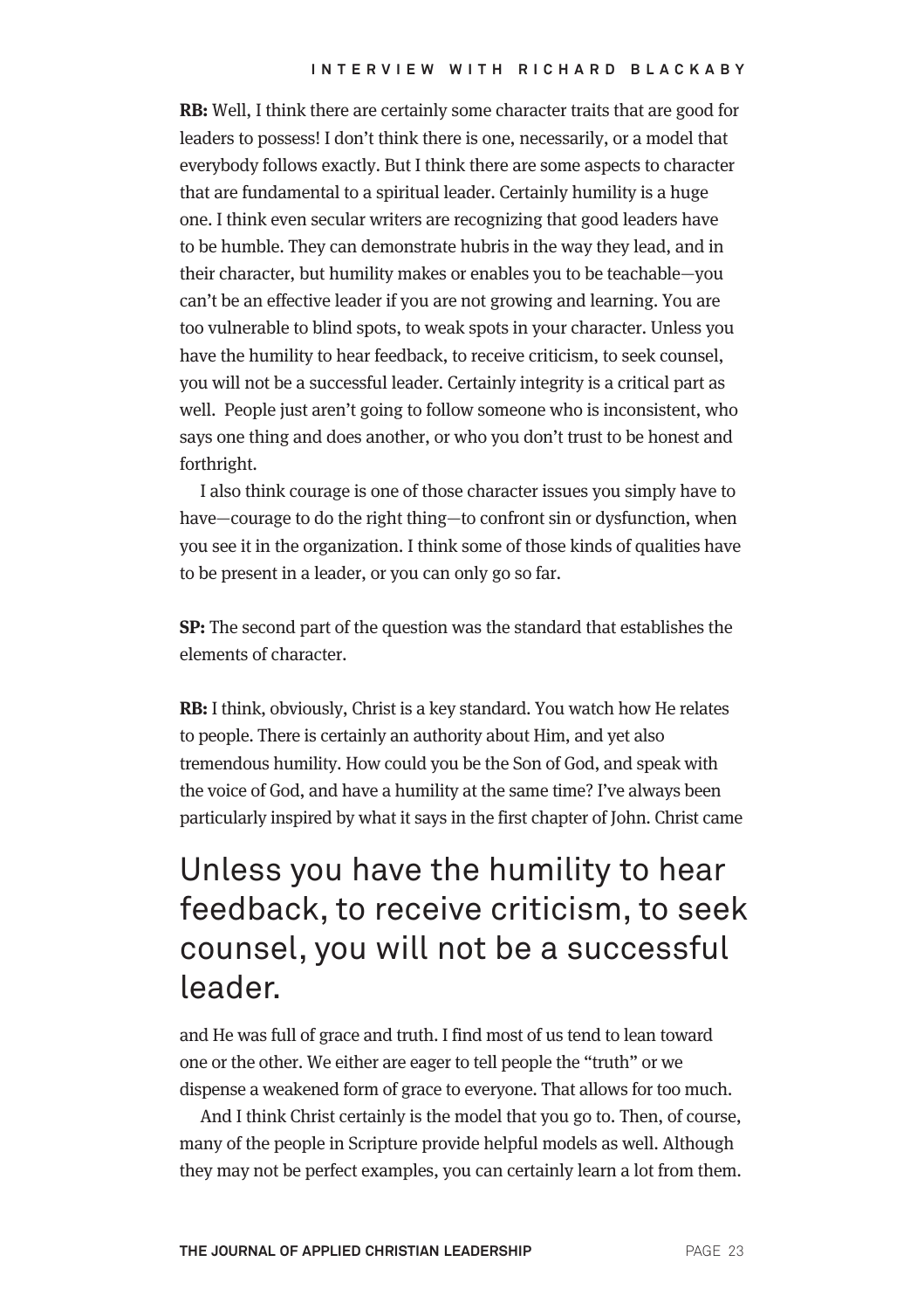**RB:** Well, I think there are certainly some character traits that are good for leaders to possess! I don't think there is one, necessarily, or a model that everybody follows exactly. But I think there are some aspects to character that are fundamental to a spiritual leader. Certainly humility is a huge one. I think even secular writers are recognizing that good leaders have to be humble. They can demonstrate hubris in the way they lead, and in their character, but humility makes or enables you to be teachable—you can't be an effective leader if you are not growing and learning. You are too vulnerable to blind spots, to weak spots in your character. Unless you have the humility to hear feedback, to receive criticism, to seek counsel, you will not be a successful leader. Certainly integrity is a critical part as well. People just aren't going to follow someone who is inconsistent, who says one thing and does another, or who you don't trust to be honest and forthright.

I also think courage is one of those character issues you simply have to have—courage to do the right thing—to confront sin or dysfunction, when you see it in the organization. I think some of those kinds of qualities have to be present in a leader, or you can only go so far.

**SP:** The second part of the question was the standard that establishes the elements of character.

**RB:** I think, obviously, Christ is a key standard. You watch how He relates to people. There is certainly an authority about Him, and yet also tremendous humility. How could you be the Son of God, and speak with the voice of God, and have a humility at the same time? I've always been particularly inspired by what it says in the first chapter of John. Christ came and He was full of grace and truth. I find most of us tend to lean toward one or the other. We either are eager to tell people the "truth" or we dispense a weakened form of grace to everyone. That allows for too much.

> Unless you have the humility to hear feedback, to receive criticism, to seek counsel, you will not be a successful leader.

And I think Christ certainly is the model that you go to. Then, of course, many of the people in Scripture provide helpful models as well. Although they may not be perfect examples, you can certainly learn a lot from them.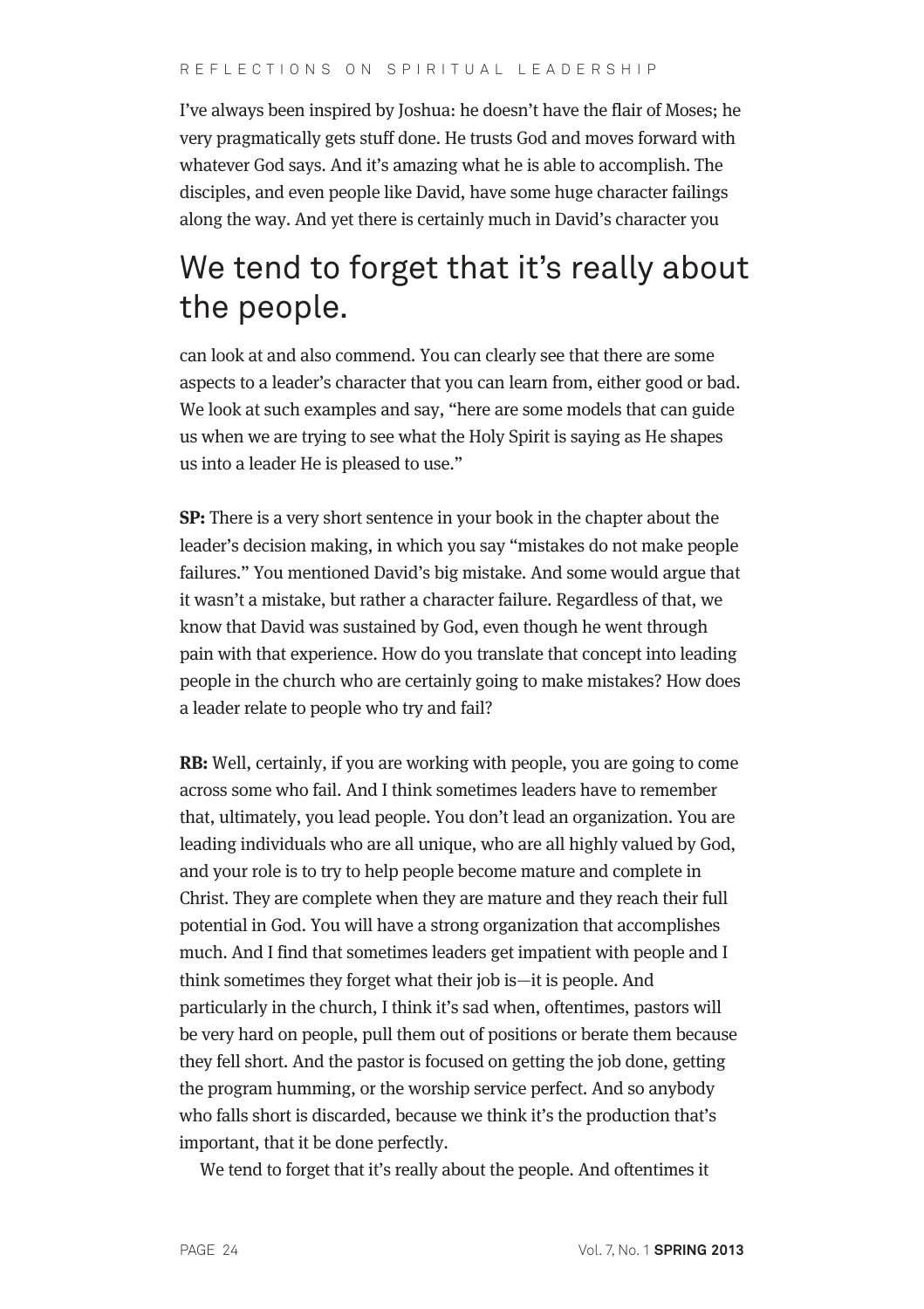I've always been inspired by Joshua: he doesn't have the flair of Moses; he very pragmatically gets stuff done. He trusts God and moves forward with whatever God says. And it's amazing what he is able to accomplish. The disciples, and even people like David, have some huge character failings along the way. And yet there is certainly much in David's character you can look at and also commend. You can clearly see that there are some aspects to a leader's character that you can learn from, either good or bad. We look at such examples and say, "here are some models that can guide us when we are trying to see what the Holy Spirit is saying as He shapes us into a leader He is pleased to use."

> We tend to forget that it's really about the people.

**SP:** There is a very short sentence in your book in the chapter about the leader's decision making, in which you say "mistakes do not make people failures." You mentioned David's big mistake. And some would argue that it wasn't a mistake, but rather a character failure. Regardless of that, we know that David was sustained by God, even though he went through pain with that experience. How do you translate that concept into leading people in the church who are certainly going to make mistakes? How does a leader relate to people who try and fail?

**RB:** Well, certainly, if you are working with people, you are going to come across some who fail. And I think sometimes leaders have to remember that, ultimately, you lead people. You don't lead an organization. You are leading individuals who are all unique, who are all highly valued by God, and your role is to try to help people become mature and complete in Christ. They are complete when they are mature and they reach their full potential in God. You will have a strong organization that accomplishes much. And I find that sometimes leaders get impatient with people and I think sometimes they forget what their job is—it is people. And particularly in the church, I think it's sad when, oftentimes, pastors will be very hard on people, pull them out of positions or berate them because they fell short. And the pastor is focused on getting the job done, getting the program humming, or the worship service perfect. And so anybody who falls short is discarded, because we think it's the production that's important, that it be done perfectly.

We tend to forget that it's really about the people. And oftentimes it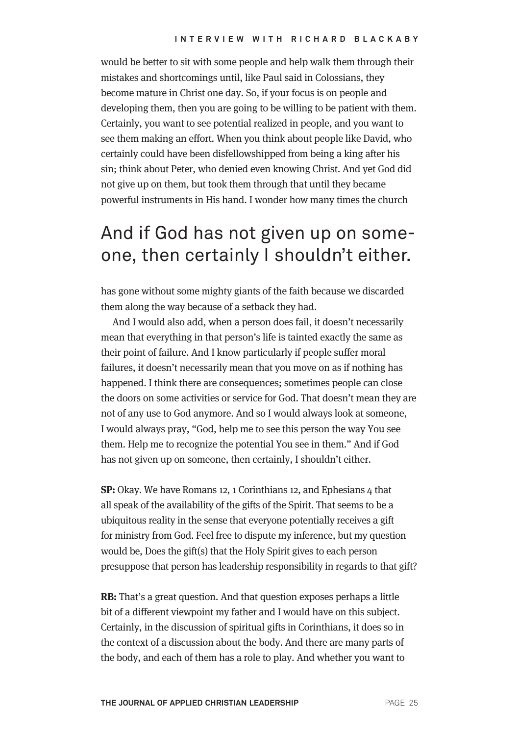would be better to sit with some people and help walk them through their mistakes and shortcomings until, like Paul said in Colossians, they become mature in Christ one day. So, if your focus is on people and developing them, then you are going to be willing to be patient with them. Certainly, you want to see potential realized in people, and you want to see them making an effort. When you think about people like David, who certainly could have been disfellowshipped from being a king after his sin; think about Peter, who denied even knowing Christ. And yet God did not give up on them, but took them through that until they became powerful instruments in His hand. I wonder how many times the church has gone without some mighty giants of the faith because we discarded them along the way because of a setback they had.

> And if God has not given up on someone, then certainly I shouldn't either.

And I would also add, when a person does fail, it doesn't necessarily mean that everything in that person's life is tainted exactly the same as their point of failure. And I know particularly if people suffer moral failures, it doesn't necessarily mean that you move on as if nothing has happened. I think there are consequences; sometimes people can close the doors on some activities or service for God. That doesn't mean they are not of any use to God anymore. And so I would always look at someone, I would always pray, "God, help me to see this person the way You see them. Help me to recognize the potential You see in them." And if God has not given up on someone, then certainly, I shouldn't either.

**SP:** Okay. We have Romans 12, 1 Corinthians 12, and Ephesians 4 that all speak of the availability of the gifts of the Spirit. That seems to be a ubiquitous reality in the sense that everyone potentially receives a gift for ministry from God. Feel free to dispute my inference, but my question would be, Does the gift(s) that the Holy Spirit gives to each person presuppose that person has leadership responsibility in regards to that gift?

**RB:** That's a great question. And that question exposes perhaps a little bit of a different viewpoint my father and I would have on this subject. Certainly, in the discussion of spiritual gifts in Corinthians, it does so in the context of a discussion about the body. And there are many parts of the body, and each of them has a role to play. And whether you want to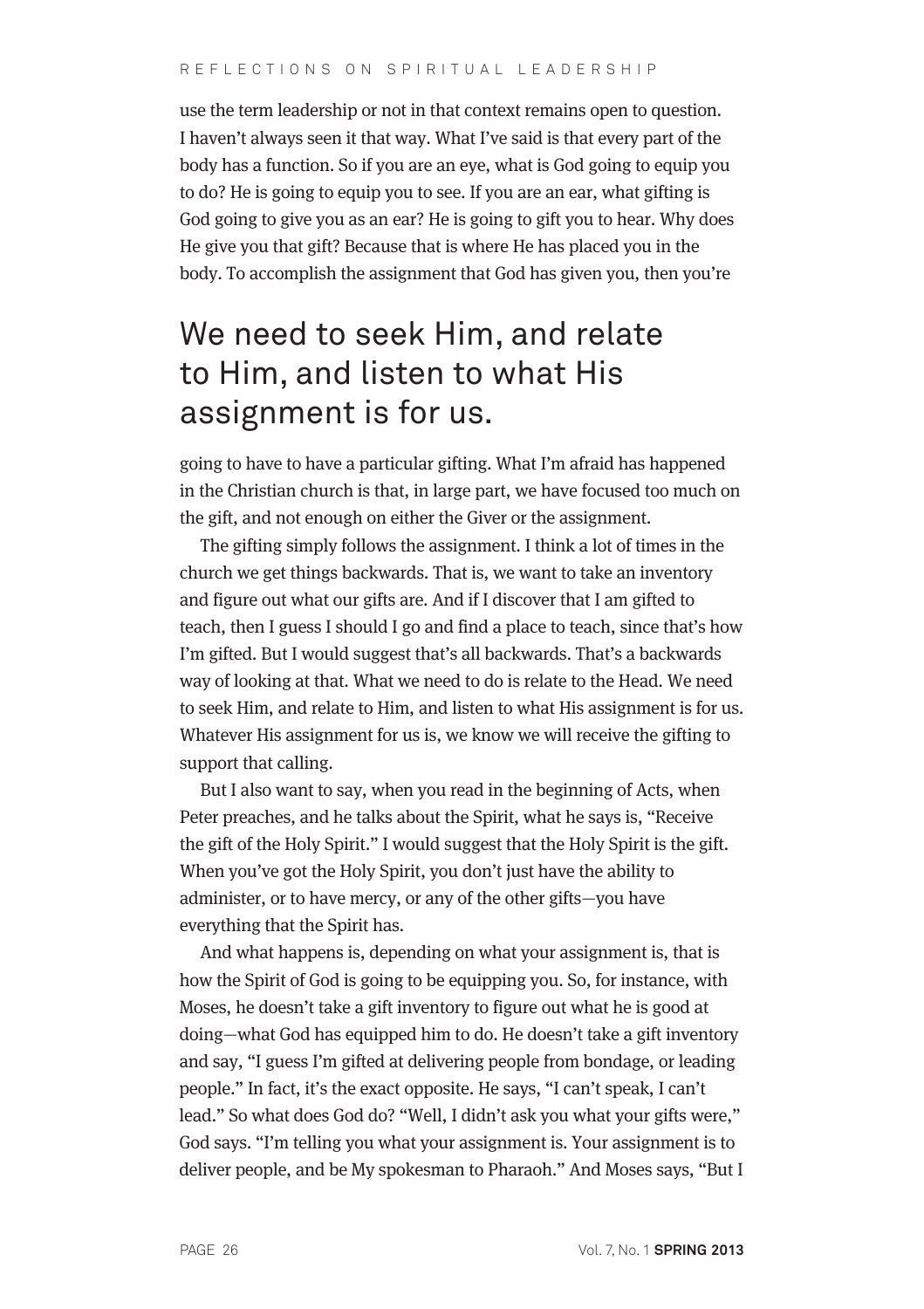use the term leadership or not in that context remains open to question. I haven't always seen it that way. What I've said is that every part of the body has a function. So if you are an eye, what is God going to equip you to do? He is going to equip you to see. If you are an ear, what gifting is God going to give you as an ear? He is going to gift you to hear. Why does He give you that gift? Because that is where He has placed you in the body. To accomplish the assignment that God has given you, then you're

## We need to seek Him, and relate to Him, and listen to what His assignment is for us.

going to have to have a particular gifting. What I'm afraid has happened in the Christian church is that, in large part, we have focused too much on the gift, and not enough on either the Giver or the assignment.

The gifting simply follows the assignment. I think a lot of times in the church we get things backwards. That is, we want to take an inventory and figure out what our gifts are. And if I discover that I am gifted to teach, then I guess I should I go and find a place to teach, since that's how I'm gifted. But I would suggest that's all backwards. That's a backwards way of looking at that. What we need to do is relate to the Head. We need to seek Him, and relate to Him, and listen to what His assignment is for us. Whatever His assignment for us is, we know we will receive the gifting to support that calling.

But I also want to say, when you read in the beginning of Acts, when Peter preaches, and he talks about the Spirit, what he says is, "Receive the gift of the Holy Spirit." I would suggest that the Holy Spirit is the gift. When you've got the Holy Spirit, you don't just have the ability to administer, or to have mercy, or any of the other gifts—you have everything that the Spirit has.

And what happens is, depending on what your assignment is, that is how the Spirit of God is going to be equipping you. So, for instance, with Moses, he doesn't take a gift inventory to figure out what he is good at doing—what God has equipped him to do. He doesn't take a gift inventory and say, "I guess I'm gifted at delivering people from bondage, or leading people." In fact, it's the exact opposite. He says, "I can't speak, I can't lead." So what does God do? "Well, I didn't ask you what your gifts were," God says. "I'm telling you what your assignment is. Your assignment is to deliver people, and be My spokesman to Pharaoh." And Moses says, "But I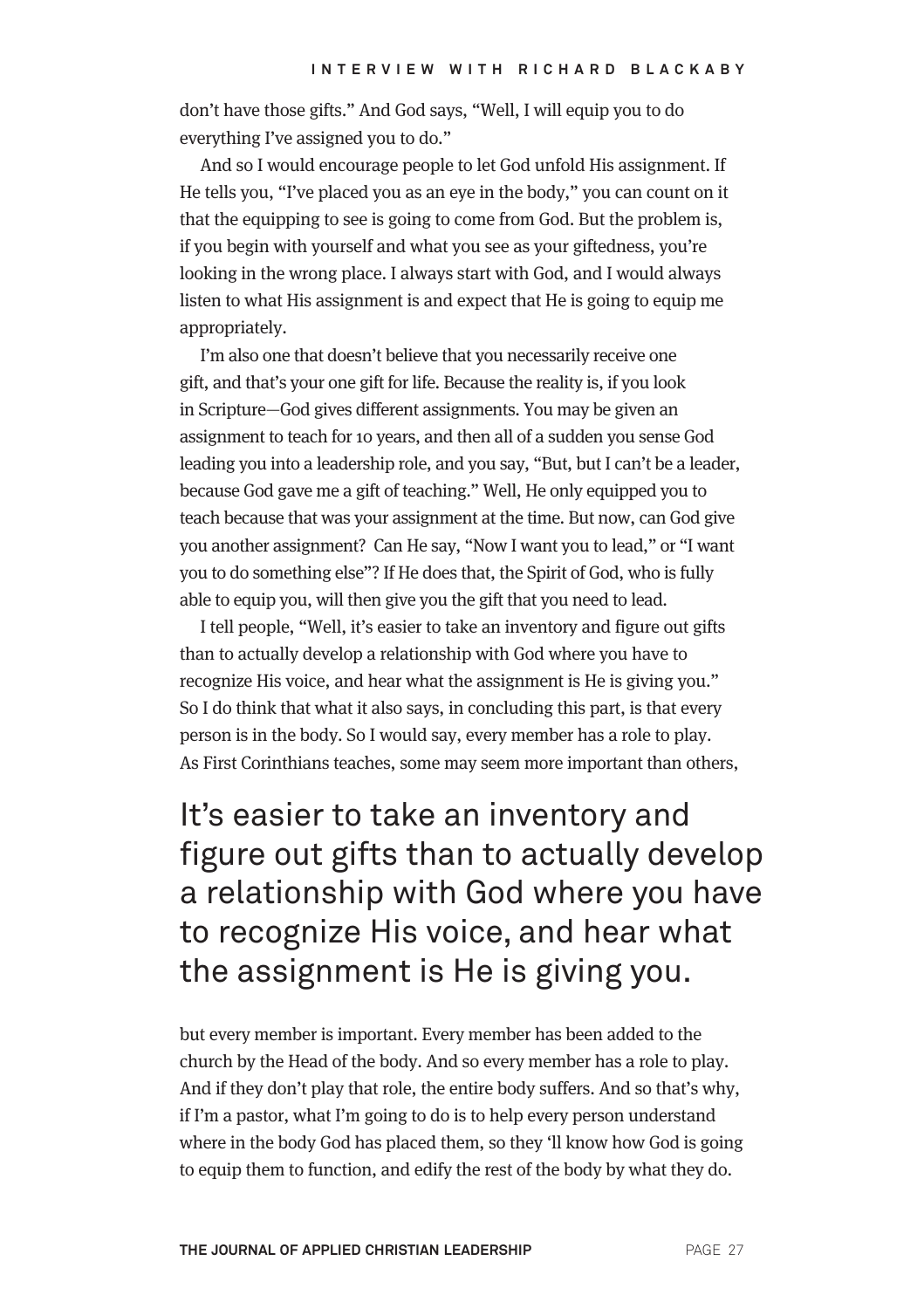don't have those gifts." And God says, "Well, I will equip you to do everything I've assigned you to do."

And so I would encourage people to let God unfold His assignment. If He tells you, "I've placed you as an eye in the body," you can count on it that the equipping to see is going to come from God. But the problem is, if you begin with yourself and what you see as your giftedness, you're looking in the wrong place. I always start with God, and I would always listen to what His assignment is and expect that He is going to equip me appropriately.

I'm also one that doesn't believe that you necessarily receive one gift, and that's your one gift for life. Because the reality is, if you look in Scripture—God gives different assignments. You may be given an assignment to teach for 10 years, and then all of a sudden you sense God leading you into a leadership role, and you say, "But, but I can't be a leader, because God gave me a gift of teaching." Well, He only equipped you to teach because that was your assignment at the time. But now, can God give you another assignment? Can He say, "Now I want you to lead," or "I want you to do something else"? If He does that, the Spirit of God, who is fully able to equip you, will then give you the gift that you need to lead.

I tell people, "Well, it's easier to take an inventory and figure out gifts than to actually develop a relationship with God where you have to recognize His voice, and hear what the assignment is He is giving you." So I do think that what it also says, in concluding this part, is that every person is in the body. So I would say, every member has a role to play. As First Corinthians teaches, some may seem more important than others, but every member is important. Every member has been added to the church by the Head of the body. And so every member has a role to play. And if they don't play that role, the entire body suffers. And so that's why, if I'm a pastor, what I'm going to do is to help every person understand where in the body God has placed them, so they 'll know how God is going to equip them to function, and edify the rest of the body by what they do.

> It's easier to take an inventory and figure out gifts than to actually develop a relationship with God where you have to recognize His voice, and hear what the assignment is He is giving you.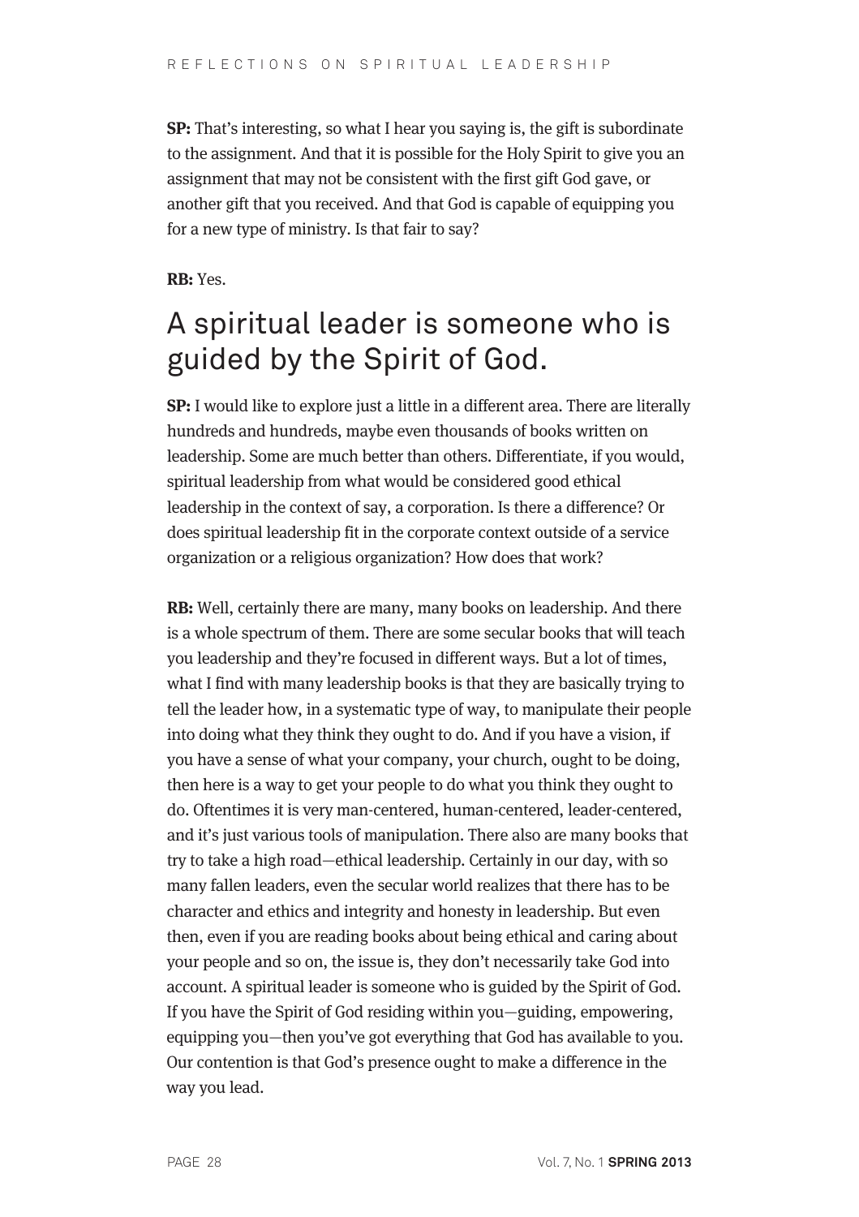**SP:** That's interesting, so what I hear you saying is, the gift is subordinate to the assignment. And that it is possible for the Holy Spirit to give you an assignment that may not be consistent with the first gift God gave, or another gift that you received. And that God is capable of equipping you for a new type of ministry. Is that fair to say?

**RB:** Yes.

## A spiritual leader is someone who is guided by the Spirit of God.

**SP:** I would like to explore just a little in a different area. There are literally hundreds and hundreds, maybe even thousands of books written on leadership. Some are much better than others. Differentiate, if you would, spiritual leadership from what would be considered good ethical leadership in the context of say, a corporation. Is there a difference? Or does spiritual leadership fit in the corporate context outside of a service organization or a religious organization? How does that work?

**RB:** Well, certainly there are many, many books on leadership. And there is a whole spectrum of them. There are some secular books that will teach you leadership and they're focused in different ways. But a lot of times, what I find with many leadership books is that they are basically trying to tell the leader how, in a systematic type of way, to manipulate their people into doing what they think they ought to do. And if you have a vision, if you have a sense of what your company, your church, ought to be doing, then here is a way to get your people to do what you think they ought to do. Oftentimes it is very man-centered, human-centered, leader-centered, and it's just various tools of manipulation. There also are many books that try to take a high road—ethical leadership. Certainly in our day, with so many fallen leaders, even the secular world realizes that there has to be character and ethics and integrity and honesty in leadership. But even then, even if you are reading books about being ethical and caring about your people and so on, the issue is, they don't necessarily take God into account. A spiritual leader is someone who is guided by the Spirit of God. If you have the Spirit of God residing within you—guiding, empowering, equipping you—then you've got everything that God has available to you. Our contention is that God's presence ought to make a difference in the way you lead.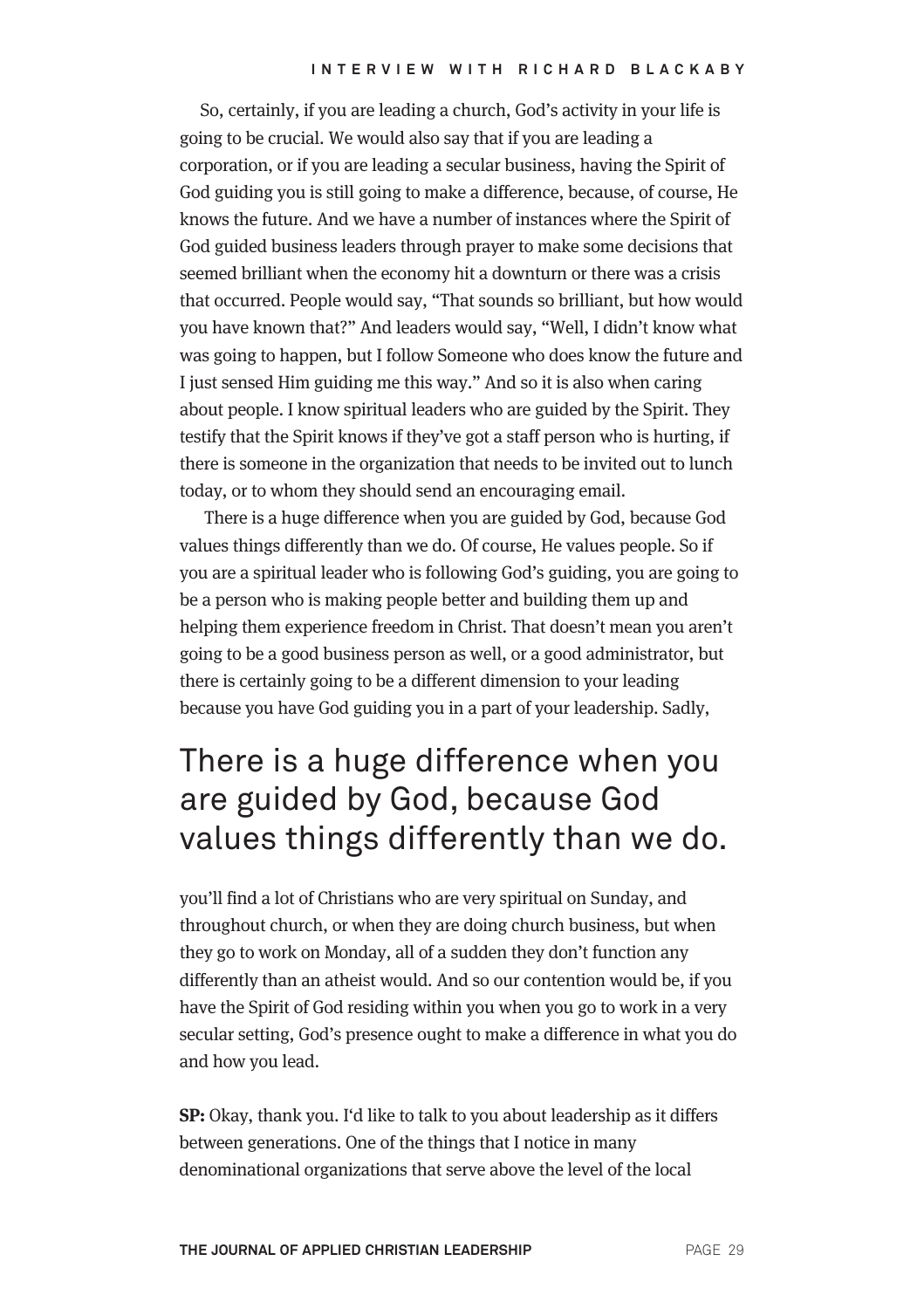So, certainly, if you are leading a church, God's activity in your life is going to be crucial. We would also say that if you are leading a corporation, or if you are leading a secular business, having the Spirit of God guiding you is still going to make a difference, because, of course, He knows the future. And we have a number of instances where the Spirit of God guided business leaders through prayer to make some decisions that seemed brilliant when the economy hit a downturn or there was a crisis that occurred. People would say, "That sounds so brilliant, but how would you have known that?" And leaders would say, "Well, I didn't know what was going to happen, but I follow Someone who does know the future and I just sensed Him guiding me this way." And so it is also when caring about people. I know spiritual leaders who are guided by the Spirit. They testify that the Spirit knows if they've got a staff person who is hurting, if there is someone in the organization that needs to be invited out to lunch today, or to whom they should send an encouraging email.

There is a huge difference when you are guided by God, because God values things differently than we do. Of course, He values people. So if you are a spiritual leader who is following God's guiding, you are going to be a person who is making people better and building them up and helping them experience freedom in Christ. That doesn't mean you aren't going to be a good business person as well, or a good administrator, but there is certainly going to be a different dimension to your leading because you have God guiding you in a part of your leadership. Sadly, you'll find a lot of Christians who are very spiritual on Sunday, and throughout church, or when they are doing church business, but when they go to work on Monday, all of a sudden they don't function any differently than an atheist would. And so our contention would be, if you have the Spirit of God residing within you when you go to work in a very secular setting, God's presence ought to make a difference in what you do and how you lead.

> There is a huge difference when you are guided by God, because God values things differently than we do.

**SP:** Okay, thank you. I'd like to talk to you about leadership as it differs between generations. One of the things that I notice in many denominational organizations that serve above the level of the local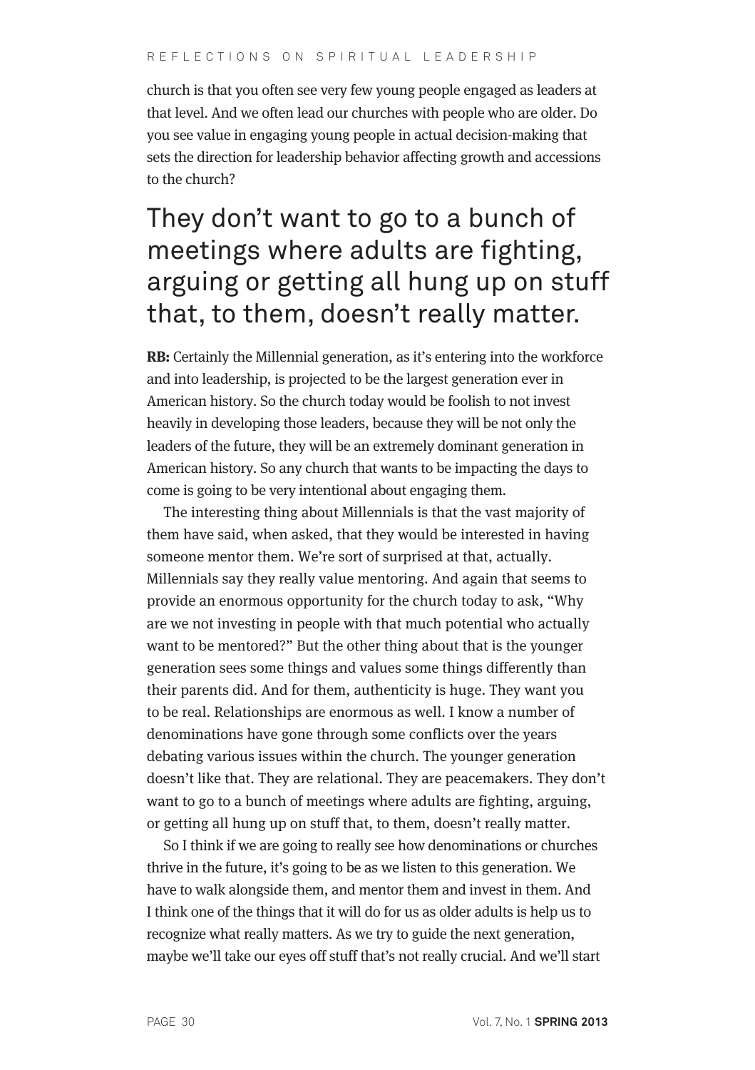church is that you often see very few young people engaged as leaders at that level. And we often lead our churches with people who are older. Do you see value in engaging young people in actual decision-making that sets the direction for leadership behavior affecting growth and accessions to the church?

> They don't want to go to a bunch of meetings where adults are fighting, arguing or getting all hung up on stuff that, to them, doesn't really matter.

**RB:** Certainly the Millennial generation, as it's entering into the workforce and into leadership, is projected to be the largest generation ever in American history. So the church today would be foolish to not invest heavily in developing those leaders, because they will be not only the leaders of the future, they will be an extremely dominant generation in American history. So any church that wants to be impacting the days to come is going to be very intentional about engaging them.

The interesting thing about Millennials is that the vast majority of them have said, when asked, that they would be interested in having someone mentor them. We're sort of surprised at that, actually. Millennials say they really value mentoring. And again that seems to provide an enormous opportunity for the church today to ask, "Why are we not investing in people with that much potential who actually want to be mentored?" But the other thing about that is the younger generation sees some things and values some things differently than their parents did. And for them, authenticity is huge. They want you to be real. Relationships are enormous as well. I know a number of denominations have gone through some conflicts over the years debating various issues within the church. The younger generation doesn't like that. They are relational. They are peacemakers. They don't want to go to a bunch of meetings where adults are fighting, arguing, or getting all hung up on stuff that, to them, doesn't really matter.

So I think if we are going to really see how denominations or churches thrive in the future, it's going to be as we listen to this generation. We have to walk alongside them, and mentor them and invest in them. And I think one of the things that it will do for us as older adults is help us to recognize what really matters. As we try to guide the next generation, maybe we'll take our eyes off stuff that's not really crucial. And we'll start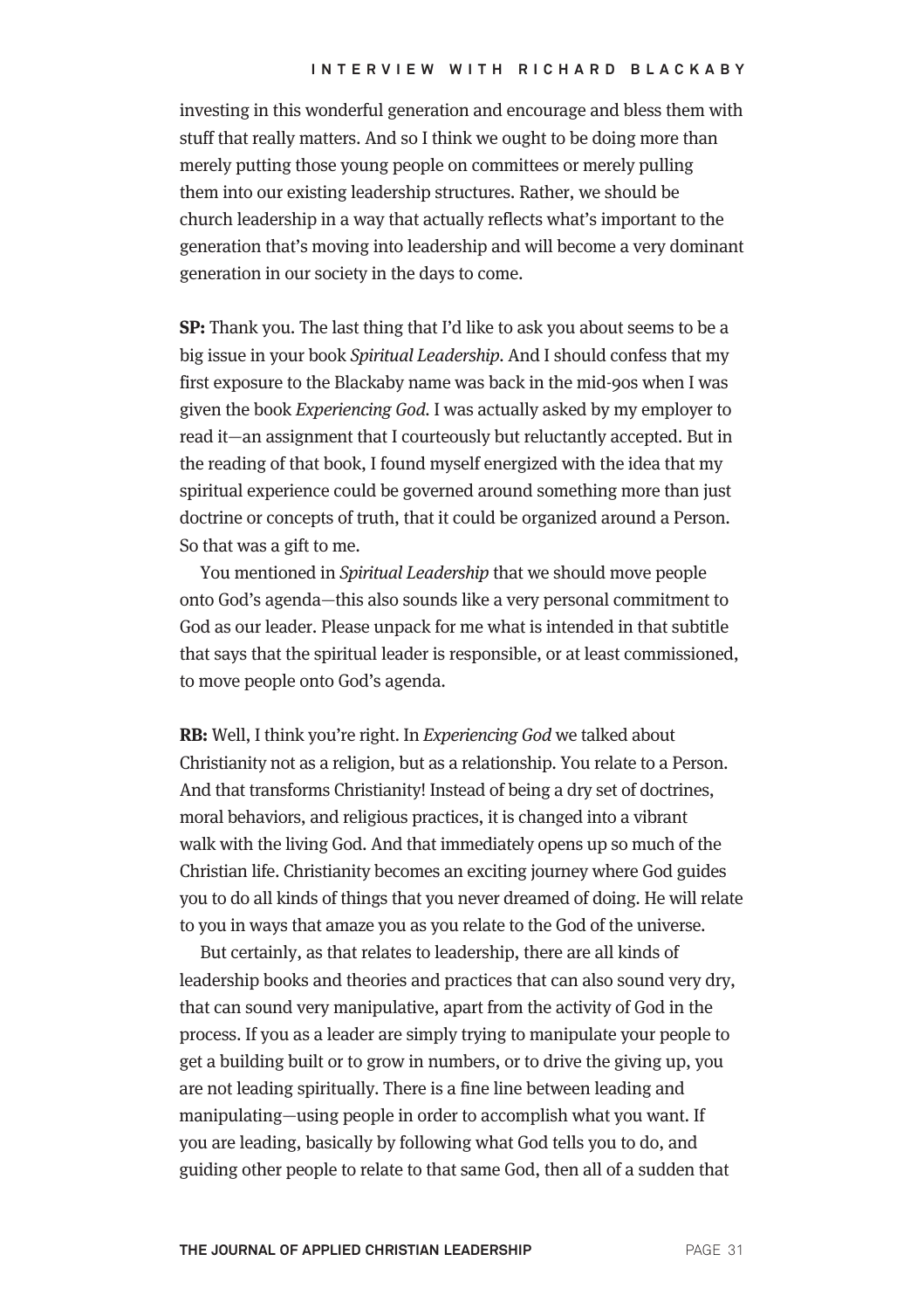investing in this wonderful generation and encourage and bless them with stuff that really matters. And so I think we ought to be doing more than merely putting those young people on committees or merely pulling them into our existing leadership structures. Rather, we should be church leadership in a way that actually reflects what's important to the generation that's moving into leadership and will become a very dominant generation in our society in the days to come.

**SP:** Thank you. The last thing that I'd like to ask you about seems to be a big issue in your book *Spiritual Leadership*. And I should confess that my first exposure to the Blackaby name was back in the mid-90s when I was given the book *Experiencing God*. I was actually asked by my employer to read it—an assignment that I courteously but reluctantly accepted. But in the reading of that book, I found myself energized with the idea that my spiritual experience could be governed around something more than just doctrine or concepts of truth, that it could be organized around a Person. So that was a gift to me.

You mentioned in *Spiritual Leadership* that we should move people onto God's agenda—this also sounds like a very personal commitment to God as our leader. Please unpack for me what is intended in that subtitle that says that the spiritual leader is responsible, or at least commissioned, to move people onto God's agenda.

**RB:** Well, I think you're right. In *Experiencing God* we talked about Christianity not as a religion, but as a relationship. You relate to a Person. And that transforms Christianity! Instead of being a dry set of doctrines, moral behaviors, and religious practices, it is changed into a vibrant walk with the living God. And that immediately opens up so much of the Christian life. Christianity becomes an exciting journey where God guides you to do all kinds of things that you never dreamed of doing. He will relate to you in ways that amaze you as you relate to the God of the universe.

But certainly, as that relates to leadership, there are all kinds of leadership books and theories and practices that can also sound very dry, that can sound very manipulative, apart from the activity of God in the process. If you as a leader are simply trying to manipulate your people to get a building built or to grow in numbers, or to drive the giving up, you are not leading spiritually. There is a fine line between leading and manipulating—using people in order to accomplish what you want. If you are leading, basically by following what God tells you to do, and guiding other people to relate to that same God, then all of a sudden that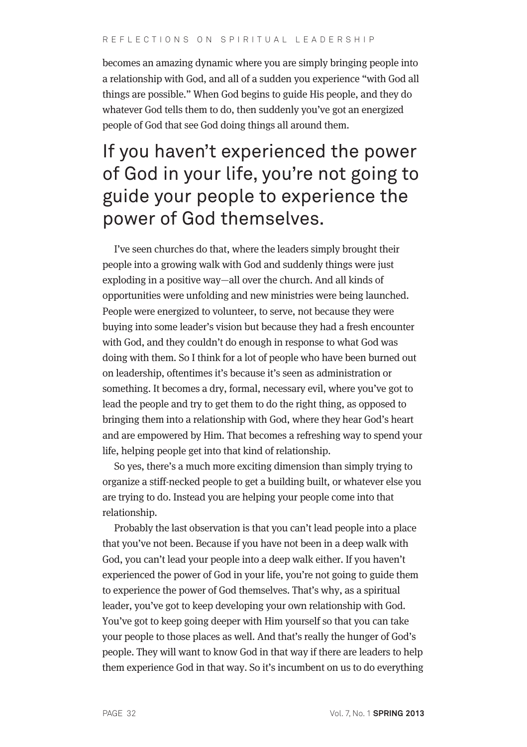becomes an amazing dynamic where you are simply bringing people into a relationship with God, and all of a sudden you experience "with God all things are possible." When God begins to guide His people, and they do whatever God tells them to do, then suddenly you've got an energized people of God that see God doing things all around them.

> If you haven't experienced the power of God in your life, you're not going to guide your people to experience the power of God themselves.

I've seen churches do that, where the leaders simply brought their people into a growing walk with God and suddenly things were just exploding in a positive way—all over the church. And all kinds of opportunities were unfolding and new ministries were being launched. People were energized to volunteer, to serve, not because they were buying into some leader's vision but because they had a fresh encounter with God, and they couldn't do enough in response to what God was doing with them. So I think for a lot of people who have been burned out on leadership, oftentimes it's because it's seen as administration or something. It becomes a dry, formal, necessary evil, where you've got to lead the people and try to get them to do the right thing, as opposed to bringing them into a relationship with God, where they hear God's heart and are empowered by Him. That becomes a refreshing way to spend your life, helping people get into that kind of relationship.

So yes, there's a much more exciting dimension than simply trying to organize a stiff-necked people to get a building built, or whatever else you are trying to do. Instead you are helping your people come into that relationship.

Probably the last observation is that you can't lead people into a place that you've not been. Because if you have not been in a deep walk with God, you can't lead your people into a deep walk either. If you haven't experienced the power of God in your life, you're not going to guide them to experience the power of God themselves. That's why, as a spiritual leader, you've got to keep developing your own relationship with God. You've got to keep going deeper with Him yourself so that you can take your people to those places as well. And that's really the hunger of God's people. They will want to know God in that way if there are leaders to help them experience God in that way. So it's incumbent on us to do everything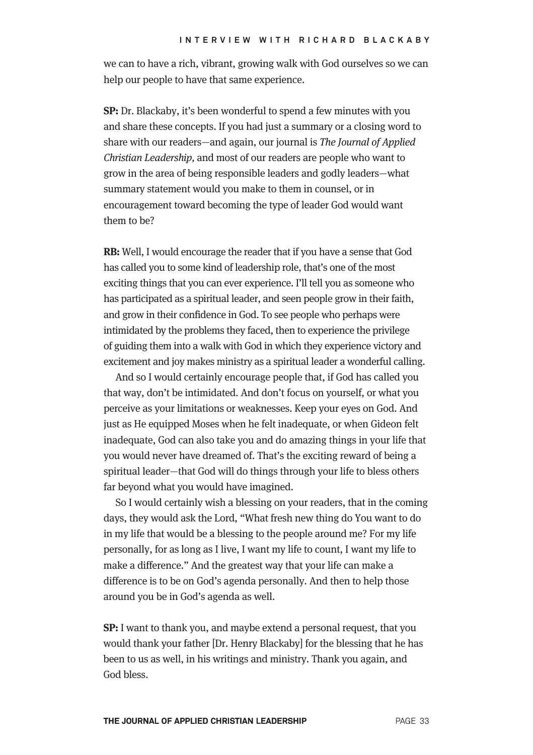we can to have a rich, vibrant, growing walk with God ourselves so we can help our people to have that same experience.

**SP:** Dr. Blackaby, it's been wonderful to spend a few minutes with you and share these concepts. If you had just a summary or a closing word to share with our readers—and again, our journal is *The Journal of Applied Christian Leadership,* and most of our readers are people who want to grow in the area of being responsible leaders and godly leaders—what summary statement would you make to them in counsel, or in encouragement toward becoming the type of leader God would want them to be?

**RB:** Well, I would encourage the reader that if you have a sense that God has called you to some kind of leadership role, that's one of the most exciting things that you can ever experience. I'll tell you as someone who has participated as a spiritual leader, and seen people grow in their faith, and grow in their confidence in God. To see people who perhaps were intimidated by the problems they faced, then to experience the privilege of guiding them into a walk with God in which they experience victory and excitement and joy makes ministry as a spiritual leader a wonderful calling.

And so I would certainly encourage people that, if God has called you that way, don't be intimidated. And don't focus on yourself, or what you perceive as your limitations or weaknesses. Keep your eyes on God. And just as He equipped Moses when he felt inadequate, or when Gideon felt inadequate, God can also take you and do amazing things in your life that you would never have dreamed of. That's the exciting reward of being a spiritual leader—that God will do things through your life to bless others far beyond what you would have imagined.

So I would certainly wish a blessing on your readers, that in the coming days, they would ask the Lord, "What fresh new thing do You want to do in my life that would be a blessing to the people around me? For my life personally, for as long as I live, I want my life to count, I want my life to make a difference." And the greatest way that your life can make a difference is to be on God's agenda personally. And then to help those around you be in God's agenda as well.

**SP:** I want to thank you, and maybe extend a personal request, that you would thank your father [Dr. Henry Blackaby] for the blessing that he has been to us as well, in his writings and ministry. Thank you again, and God bless.